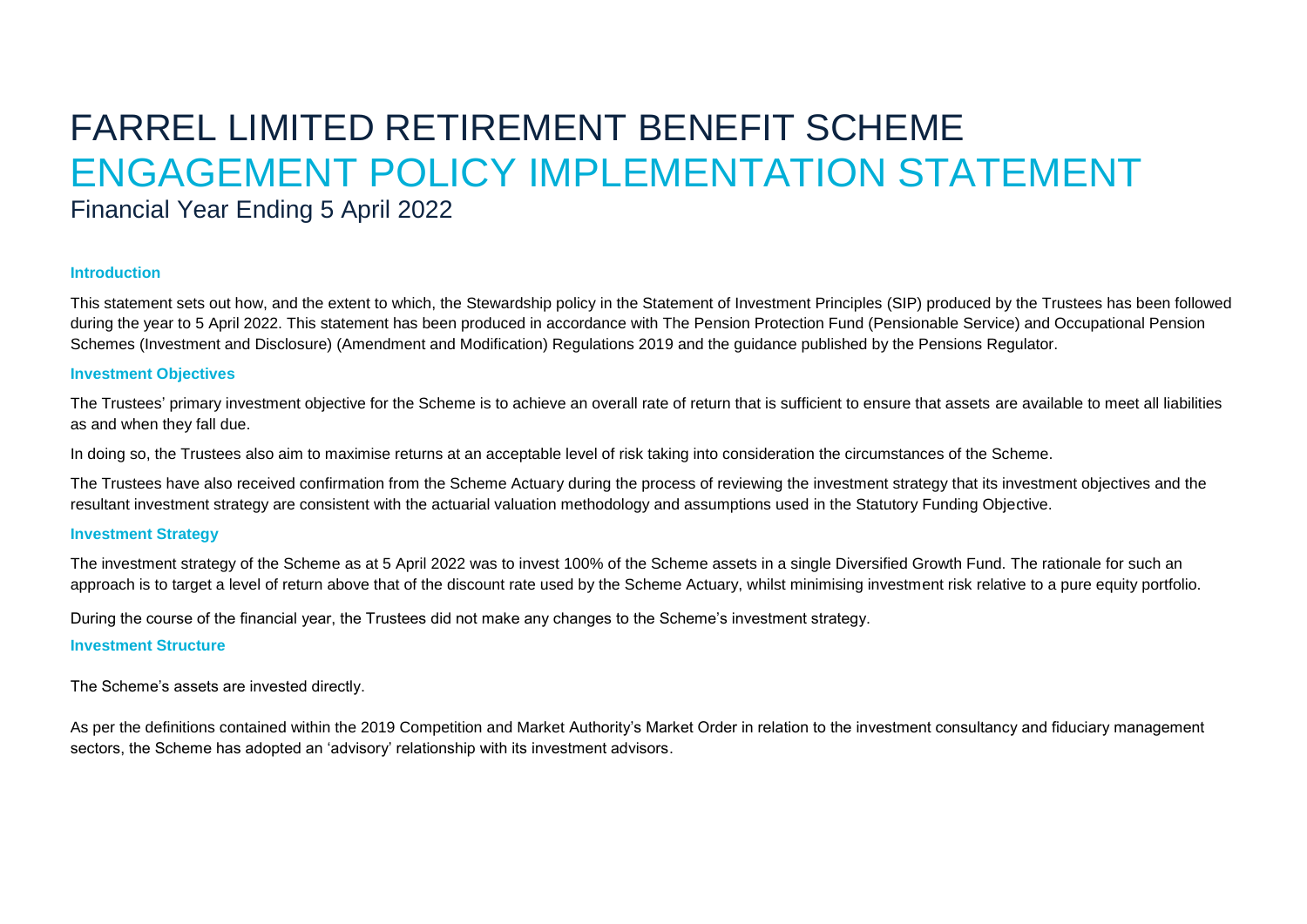# FARREL LIMITED RETIREMENT BENEFIT SCHEME

# ENGAGEMENT POLICY IMPLEMENTATION STATEMENT

Financial Year Ending 5 April 2022

## Introduction

This statement sets out how, and the extent to which, the Stewardship policy in the Statement of Investment Principles (SIP) produced by the Trustees has been followed during the year to 5 April 2022. This statement has been produced in accordance with The Pension Protection Fund (Pensionable Service) and Occupational Pension Schemes (Investment and Disclosure) (Amendment and Modification) Regulations 2019 and the guidance published by the Pensions Regulator.

## Investment Objectives

The Trustees' primary investment objective for the Scheme is to achieve an overall rate of return that is sufficient to ensure that assets are available to meet all liabilities as and when they fall due.

In doing so, the Trustees also aim to maximise returns at an acceptable level of risk taking into consideration the circumstances of the Scheme.

The Trustees have also received confirmation from the Scheme Actuary during the process of reviewing the investment strategy that its investment objectives and the resultant investment strategy are consistent with the actuarial valuation methodology and assumptions used in the Statutory Funding Objective.

## Investment Strategy

The investment strategy of the Scheme as at 5 April 2022 was to invest 100% of the Scheme assets in a single Diversified Growth Fund. The rationale for such an approach is to target a level of return above that of the discount rate used by the Scheme Actuary, whilst minimising investment risk relative to a pure equity portfolio.

During the course of the financial year, the Trustees did not make any changes to the Scheme's investment strategy.

## Investment Structure

The Scheme's assets are invested directly.

As per the definitions contained within the 2019 Competition and Market Authority's Market Order in relation to the investment consultancy and fiduciary management sectors, the Scheme has adopted an 'advisory' relationship with its investment advisors.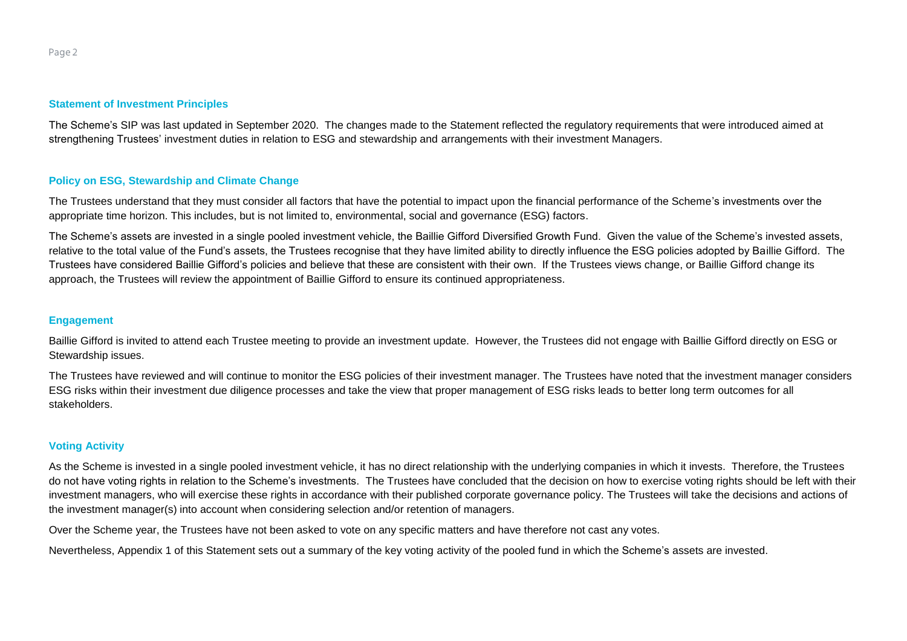## Statement of Investment Principles

The Scheme's SIP was last updated in September 2020. The changes made to the Statement reflected the regulatory requirements that were introduced aimed at strengthening Trustees' investment duties in relation to ESG and stewardship and arrangements with their investment Managers.

## Policy on ESG, Stewardship and Climate Change

The Trustees understand that they must consider all factors that have the potential to impact upon the financial performance of the Scheme's investments over the appropriate time horizon. This includes, but is not limited to, environmental, social and governance (ESG) factors.

The Scheme's assets are invested in a single pooled investment vehicle, the Baillie Gifford Diversified Growth Fund. Given the value of the Scheme's invested assets, relative to the total value of the Fund's assets, the Trustees recognise that they have limited ability to directly influence the ESG policies adopted by Baillie Gifford. The Trustees have considered Baillie Gifford's policies and believe that these are consistent with their own. If the Trustees views change, or Baillie Gifford change its approach, the Trustees will review the appointment of Baillie Gifford to ensure its continued appropriateness.

## Engagement

Baillie Gifford is invited to attend each Trustee meeting to provide an investment update. However, the Trustees did not engage with Baillie Gifford directly on ESG or Stewardship issues.

The Trustees have reviewed and will continue to monitor the ESG policies of their investment manager. The Trustees have noted that the investment manager considers ESG risks within their investment due diligence processes and take the view that proper management of ESG risks leads to better long term outcomes for all stakeholders.

## Voting Activity

As the Scheme is invested in a single pooled investment vehicle, it has no direct relationship with the underlying companies in which it invests. Therefore, the Trustees do not have voting rights in relation to the Scheme's investments. The Trustees have concluded that the decision on how to exercise voting rights should be left with their investment managers, who will exercise these rights in accordance with their published corporate governance policy. The Trustees will take the decisions and actions of the investment manager(s) into account when considering selection and/or retention of managers.

Over the Scheme year, the Trustees have not been asked to vote on any specific matters and have therefore not cast any votes.

Nevertheless, Appendix 1 of this Statement sets out a summary of the key voting activity of the pooled fund in which the Scheme's assets are invested.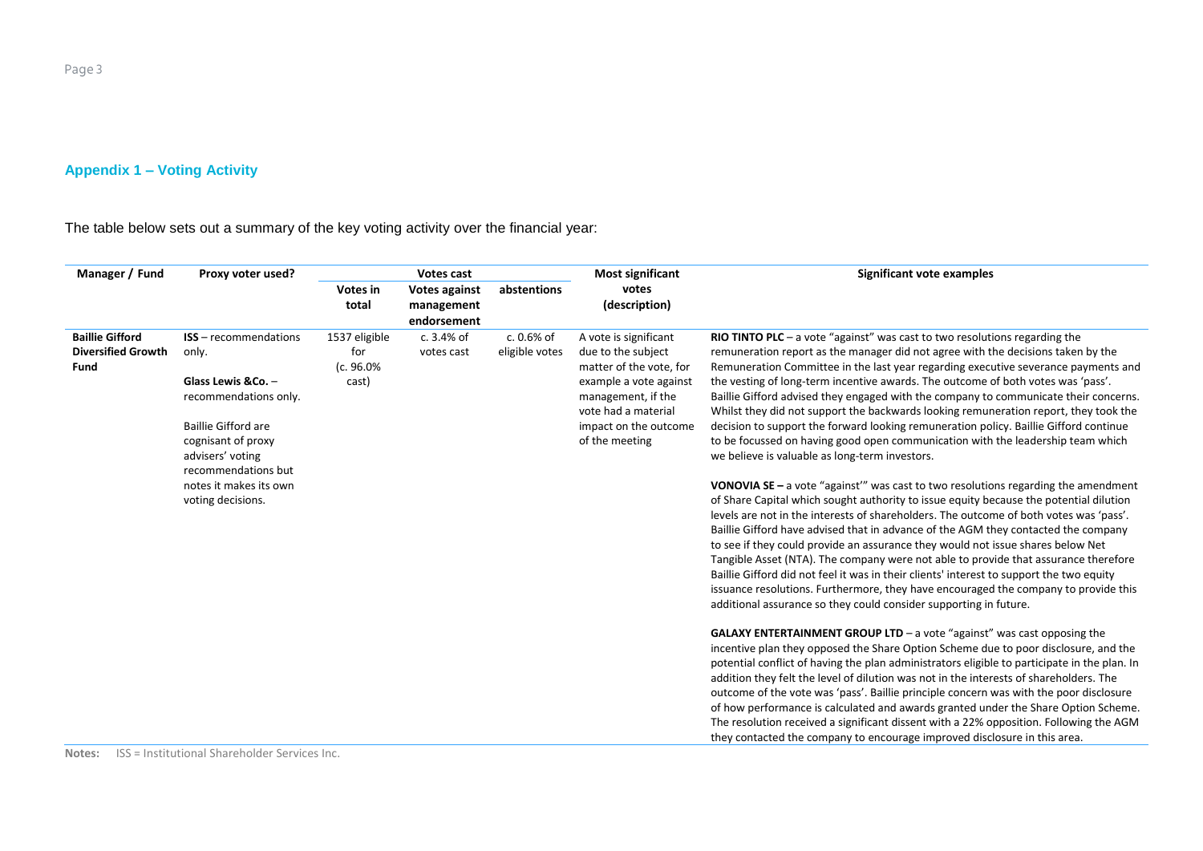## Appendix 1 – Voting Activity

The table below sets out a summary of the key voting activity over the financial year:

| Manager / Fund | Proxy voter used? | Votes cast | | | Most significant votes (description) | Significant vote examples |
|---|---|---|---|---|---|---|
| | | Votes in total | Votes against management endorsement | abstentions | | |
| **Baillie Gifford Diversified Growth Fund** | **ISS** – recommendations only.<br><br>**Glass Lewis &Co.** – recommendations only.<br><br>Baillie Gifford are cognisant of proxy advisers' voting recommendations but notes it makes its own voting decisions. | 1537 eligible for (c. 96.0% cast) | c. 3.4% of votes cast | c. 0.6% of eligible votes | A vote is significant due to the subject matter of the vote, for example a vote against management, if the vote had a material impact on the outcome of the meeting | **RIO TINTO PLC** – a vote "against" was cast to two resolutions regarding the remuneration report as the manager did not agree with the decisions taken by the Remuneration Committee in the last year regarding executive severance payments and the vesting of long-term incentive awards. The outcome of both votes was 'pass'. Baillie Gifford advised they engaged with the company to communicate their concerns. Whilst they did not support the backwards looking remuneration report, they took the decision to support the forward looking remuneration policy. Baillie Gifford continue to be focussed on having good open communication with the leadership team which we believe is valuable as long-term investors.<br><br>**VONOVIA SE –** a vote "against'" was cast to two resolutions regarding the amendment of Share Capital which sought authority to issue equity because the potential dilution levels are not in the interests of shareholders. The outcome of both votes was 'pass'. Baillie Gifford have advised that in advance of the AGM they contacted the company to see if they could provide an assurance they would not issue shares below Net Tangible Asset (NTA). The company were not able to provide that assurance therefore Baillie Gifford did not feel it was in their clients' interest to support the two equity issuance resolutions. Furthermore, they have encouraged the company to provide this additional assurance so they could consider supporting in future.<br><br>**GALAXY ENTERTAINMENT GROUP LTD** – a vote "against" was cast opposing the incentive plan they opposed the Share Option Scheme due to poor disclosure, and the potential conflict of having the plan administrators eligible to participate in the plan. In addition they felt the level of dilution was not in the interests of shareholders. The outcome of the vote was 'pass'. Baillie principle concern was with the poor disclosure of how performance is calculated and awards granted under the Share Option Scheme. The resolution received a significant dissent with a 22% opposition. Following the AGM they contacted the company to encourage improved disclosure in this area. |

**Notes:** ISS = Institutional Shareholder Services Inc.